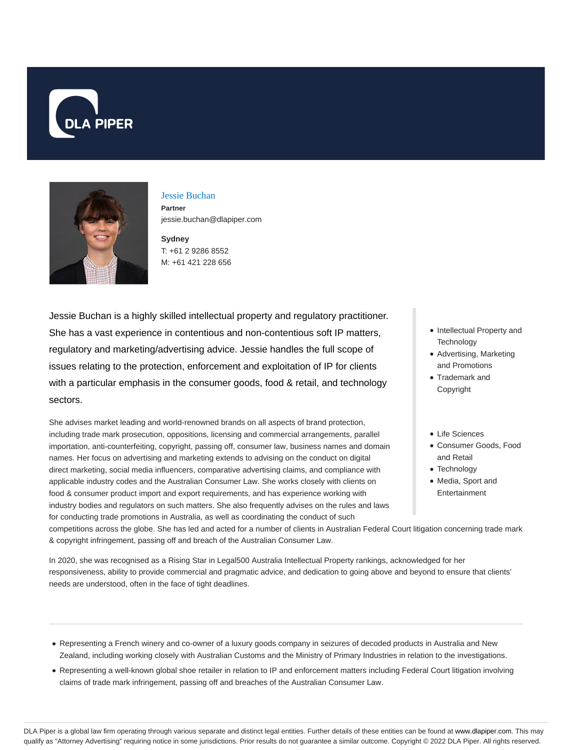DLA PIPER

## Jessie Buchan

**Partner**
jessie.buchan@dlapiper.com

**Sydney**
T: +61 2 9286 8552
M: +61 421 228 656

Jessie Buchan is a highly skilled intellectual property and regulatory practitioner. She has a vast experience in contentious and non-contentious soft IP matters, regulatory and marketing/advertising advice. Jessie handles the full scope of issues relating to the protection, enforcement and exploitation of IP for clients with a particular emphasis in the consumer goods, food & retail, and technology sectors.

She advises market leading and world-renowned brands on all aspects of brand protection, including trade mark prosecution, oppositions, licensing and commercial arrangements, parallel importation, anti-counterfeiting, copyright, passing off, consumer law, business names and domain names. Her focus on advertising and marketing extends to advising on the conduct on digital direct marketing, social media influencers, comparative advertising claims, and compliance with applicable industry codes and the Australian Consumer Law. She works closely with clients on food & consumer product import and export requirements, and has experience working with industry bodies and regulators on such matters. She also frequently advises on the rules and laws for conducting trade promotions in Australia, as well as coordinating the conduct of such competitions across the globe. She has led and acted for a number of clients in Australian Federal Court litigation concerning trade mark & copyright infringement, passing off and breach of the Australian Consumer Law.

In 2020, she was recognised as a Rising Star in Legal500 Australia Intellectual Property rankings, acknowledged for her responsiveness, ability to provide commercial and pragmatic advice, and dedication to going above and beyond to ensure that clients' needs are understood, often in the face of tight deadlines.

- Intellectual Property and Technology
- Advertising, Marketing and Promotions
- Trademark and Copyright

- Life Sciences
- Consumer Goods, Food and Retail
- Technology
- Media, Sport and Entertainment

---

- Representing a French winery and co-owner of a luxury goods company in seizures of decoded products in Australia and New Zealand, including working closely with Australian Customs and the Ministry of Primary Industries in relation to the investigations.
- Representing a well-known global shoe retailer in relation to IP and enforcement matters including Federal Court litigation involving claims of trade mark infringement, passing off and breaches of the Australian Consumer Law.

DLA Piper is a global law firm operating through various separate and distinct legal entities. Further details of these entities can be found at www.dlapiper.com. This may qualify as "Attorney Advertising" requiring notice in some jurisdictions. Prior results do not guarantee a similar outcome. Copyright © 2022 DLA Piper. All rights reserved.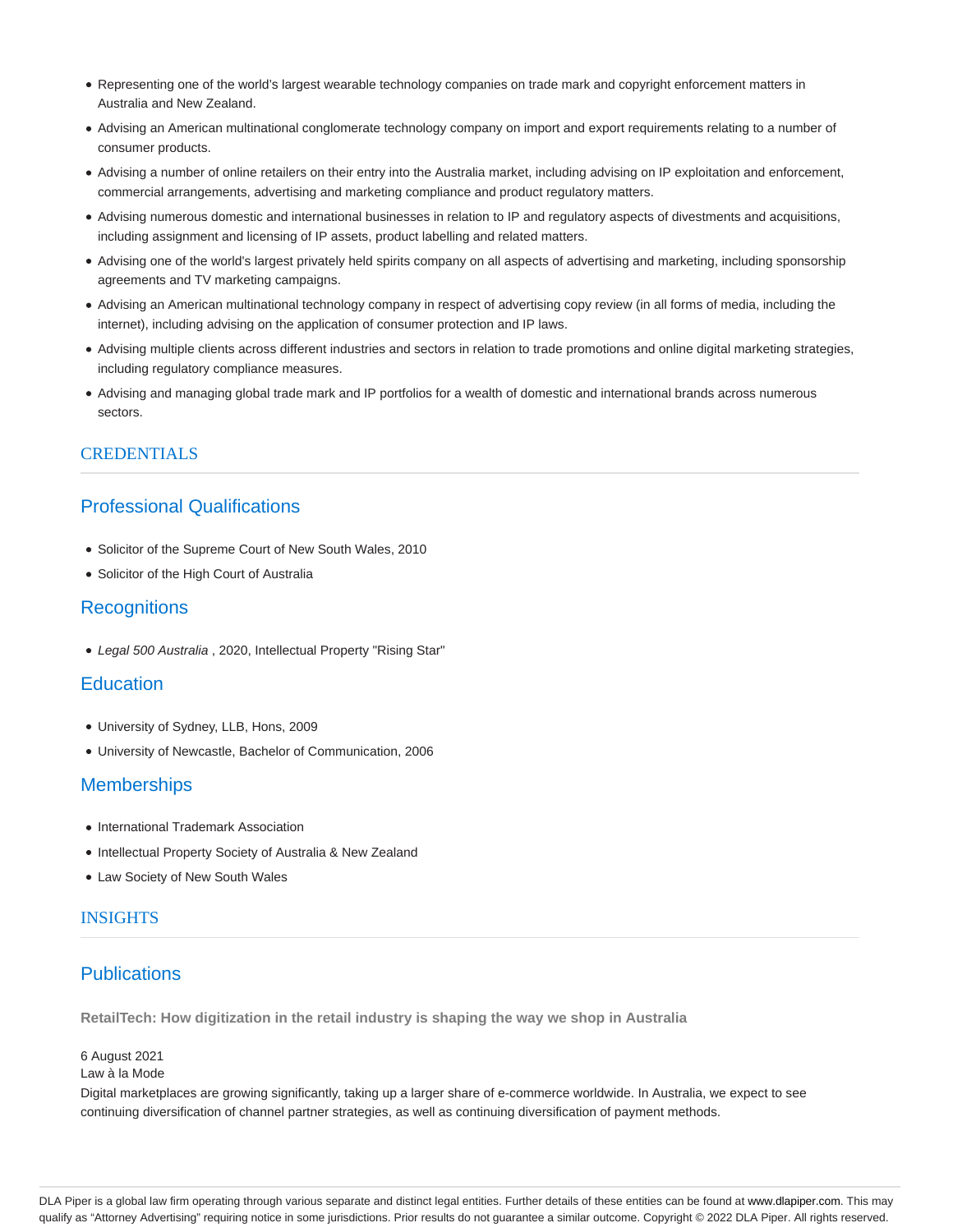- Representing one of the world's largest wearable technology companies on trade mark and copyright enforcement matters in Australia and New Zealand.
- Advising an American multinational conglomerate technology company on import and export requirements relating to a number of consumer products.
- Advising a number of online retailers on their entry into the Australia market, including advising on IP exploitation and enforcement, commercial arrangements, advertising and marketing compliance and product regulatory matters.
- Advising numerous domestic and international businesses in relation to IP and regulatory aspects of divestments and acquisitions, including assignment and licensing of IP assets, product labelling and related matters.
- Advising one of the world's largest privately held spirits company on all aspects of advertising and marketing, including sponsorship agreements and TV marketing campaigns.
- Advising an American multinational technology company in respect of advertising copy review (in all forms of media, including the internet), including advising on the application of consumer protection and IP laws.
- Advising multiple clients across different industries and sectors in relation to trade promotions and online digital marketing strategies, including regulatory compliance measures.
- Advising and managing global trade mark and IP portfolios for a wealth of domestic and international brands across numerous sectors.

# CREDENTIALS

## Professional Qualifications

- Solicitor of the Supreme Court of New South Wales, 2010
- Solicitor of the High Court of Australia

## Recognitions

- *Legal 500 Australia* , 2020, Intellectual Property "Rising Star"

## Education

- University of Sydney, LLB, Hons, 2009
- University of Newcastle, Bachelor of Communication, 2006

## Memberships

- International Trademark Association
- Intellectual Property Society of Australia & New Zealand
- Law Society of New South Wales

# INSIGHTS

## Publications

**RetailTech: How digitization in the retail industry is shaping the way we shop in Australia**

6 August 2021
Law à la Mode
Digital marketplaces are growing significantly, taking up a larger share of e-commerce worldwide. In Australia, we expect to see continuing diversification of channel partner strategies, as well as continuing diversification of payment methods.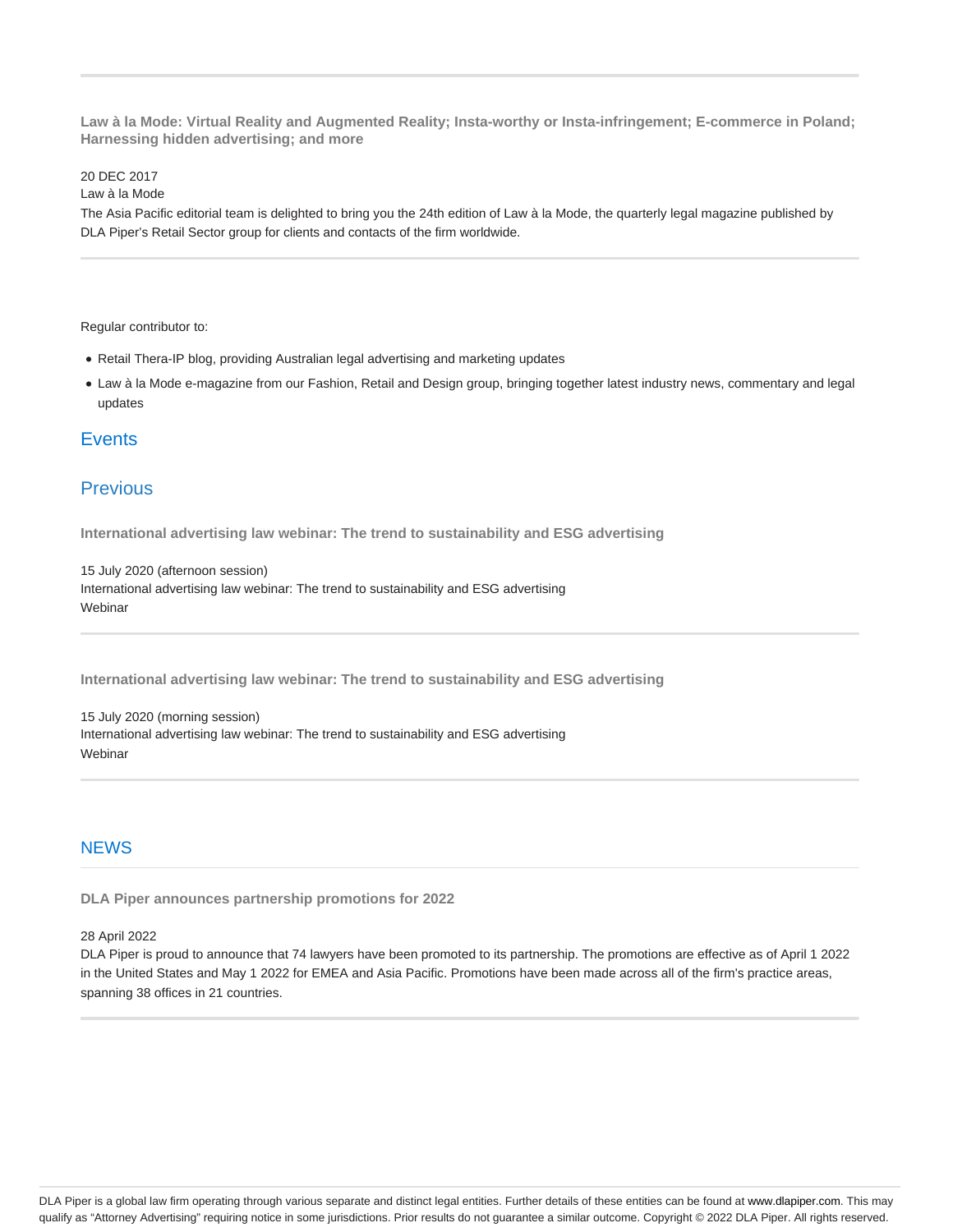**Law à la Mode: Virtual Reality and Augmented Reality; Insta-worthy or Insta-infringement; E-commerce in Poland; Harnessing hidden advertising; and more**

20 DEC 2017

Law à la Mode

The Asia Pacific editorial team is delighted to bring you the 24th edition of Law à la Mode, the quarterly legal magazine published by DLA Piper's Retail Sector group for clients and contacts of the firm worldwide.

Regular contributor to:

- Retail Thera-IP blog, providing Australian legal advertising and marketing updates
- Law à la Mode e-magazine from our Fashion, Retail and Design group, bringing together latest industry news, commentary and legal updates

## Events

## Previous

**International advertising law webinar: The trend to sustainability and ESG advertising**

15 July 2020 (afternoon session)

International advertising law webinar: The trend to sustainability and ESG advertising

Webinar

**International advertising law webinar: The trend to sustainability and ESG advertising**

15 July 2020 (morning session)

International advertising law webinar: The trend to sustainability and ESG advertising

Webinar

## NEWS

**DLA Piper announces partnership promotions for 2022**

28 April 2022

DLA Piper is proud to announce that 74 lawyers have been promoted to its partnership. The promotions are effective as of April 1 2022 in the United States and May 1 2022 for EMEA and Asia Pacific. Promotions have been made across all of the firm's practice areas, spanning 38 offices in 21 countries.

DLA Piper is a global law firm operating through various separate and distinct legal entities. Further details of these entities can be found at www.dlapiper.com. This may qualify as "Attorney Advertising" requiring notice in some jurisdictions. Prior results do not guarantee a similar outcome. Copyright © 2022 DLA Piper. All rights reserved.